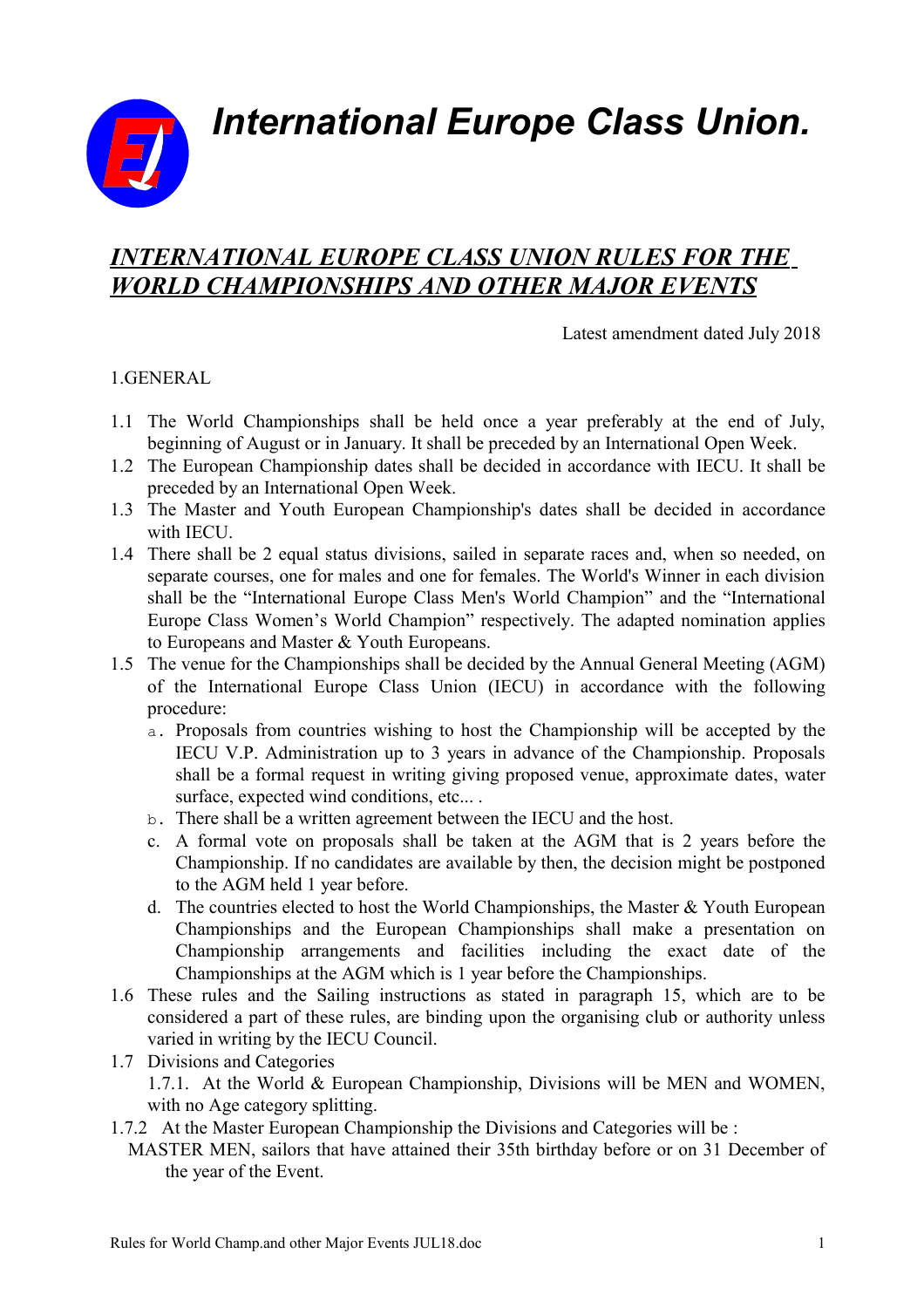// International Europe Class Union.

## *INTERNATIONAL EUROPE CLASS UNION RULES FOR THE WORLD CHAMPIONSHIPS AND OTHER MAJOR EVENTS*

Latest amendment dated July 2018

1.GENERAL

1.1 The World Championships shall be held once a year preferably at the end of July, beginning of August or in January. It shall be preceded by an International Open Week.

1.2 The European Championship dates shall be decided in accordance with IECU. It shall be preceded by an International Open Week.

1.3 The Master and Youth European Championship's dates shall be decided in accordance with IECU.

1.4 There shall be 2 equal status divisions, sailed in separate races and, when so needed, on separate courses, one for males and one for females. The World's Winner in each division shall be the "International Europe Class Men's World Champion" and the "International Europe Class Women's World Champion" respectively. The adapted nomination applies to Europeans and Master & Youth Europeans.

1.5 The venue for the Championships shall be decided by the Annual General Meeting (AGM) of the International Europe Class Union (IECU) in accordance with the following procedure:

  a. Proposals from countries wishing to host the Championship will be accepted by the IECU V.P. Administration up to 3 years in advance of the Championship. Proposals shall be a formal request in writing giving proposed venue, approximate dates, water surface, expected wind conditions, etc... .

  b. There shall be a written agreement between the IECU and the host.

  c. A formal vote on proposals shall be taken at the AGM that is 2 years before the Championship. If no candidates are available by then, the decision might be postponed to the AGM held 1 year before.

  d. The countries elected to host the World Championships, the Master & Youth European Championships and the European Championships shall make a presentation on Championship arrangements and facilities including the exact date of the Championships at the AGM which is 1 year before the Championships.

1.6 These rules and the Sailing instructions as stated in paragraph 15, which are to be considered a part of these rules, are binding upon the organising club or authority unless varied in writing by the IECU Council.

1.7 Divisions and Categories

  1.7.1. At the World & European Championship, Divisions will be MEN and WOMEN, with no Age category splitting.

1.7.2 At the Master European Championship the Divisions and Categories will be :

MASTER MEN, sailors that have attained their 35th birthday before or on 31 December of the year of the Event.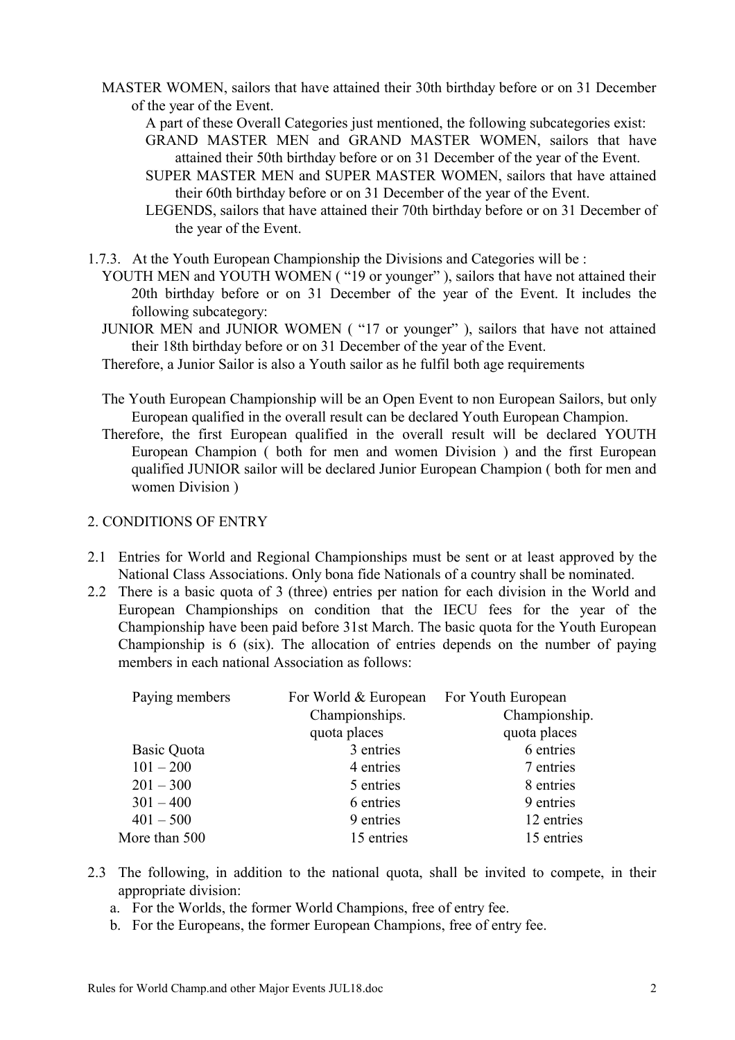MASTER WOMEN, sailors that have attained their 30th birthday before or on 31 December of the year of the Event.

A part of these Overall Categories just mentioned, the following subcategories exist:

GRAND MASTER MEN and GRAND MASTER WOMEN, sailors that have attained their 50th birthday before or on 31 December of the year of the Event.

SUPER MASTER MEN and SUPER MASTER WOMEN, sailors that have attained their 60th birthday before or on 31 December of the year of the Event.

LEGENDS, sailors that have attained their 70th birthday before or on 31 December of the year of the Event.

1.7.3. At the Youth European Championship the Divisions and Categories will be :

YOUTH MEN and YOUTH WOMEN ( "19 or younger" ), sailors that have not attained their 20th birthday before or on 31 December of the year of the Event. It includes the following subcategory:

JUNIOR MEN and JUNIOR WOMEN ( "17 or younger" ), sailors that have not attained their 18th birthday before or on 31 December of the year of the Event.

Therefore, a Junior Sailor is also a Youth sailor as he fulfil both age requirements

The Youth European Championship will be an Open Event to non European Sailors, but only European qualified in the overall result can be declared Youth European Champion.

Therefore, the first European qualified in the overall result will be declared YOUTH European Champion ( both for men and women Division ) and the first European qualified JUNIOR sailor will be declared Junior European Champion ( both for men and women Division )

## 2. CONDITIONS OF ENTRY

2.1 Entries for World and Regional Championships must be sent or at least approved by the National Class Associations. Only bona fide Nationals of a country shall be nominated.

2.2 There is a basic quota of 3 (three) entries per nation for each division in the World and European Championships on condition that the IECU fees for the year of the Championship have been paid before 31st March. The basic quota for the Youth European Championship is 6 (six). The allocation of entries depends on the number of paying members in each national Association as follows:

| Paying members | For World & European Championships. quota places | For Youth European Championship. quota places |
|---|---|---|
| Basic Quota | 3 entries | 6 entries |
| 101 – 200 | 4 entries | 7 entries |
| 201 – 300 | 5 entries | 8 entries |
| 301 – 400 | 6 entries | 9 entries |
| 401 – 500 | 9 entries | 12 entries |
| More than 500 | 15 entries | 15 entries |

2.3 The following, in addition to the national quota, shall be invited to compete, in their appropriate division:

a. For the Worlds, the former World Champions, free of entry fee.

b. For the Europeans, the former European Champions, free of entry fee.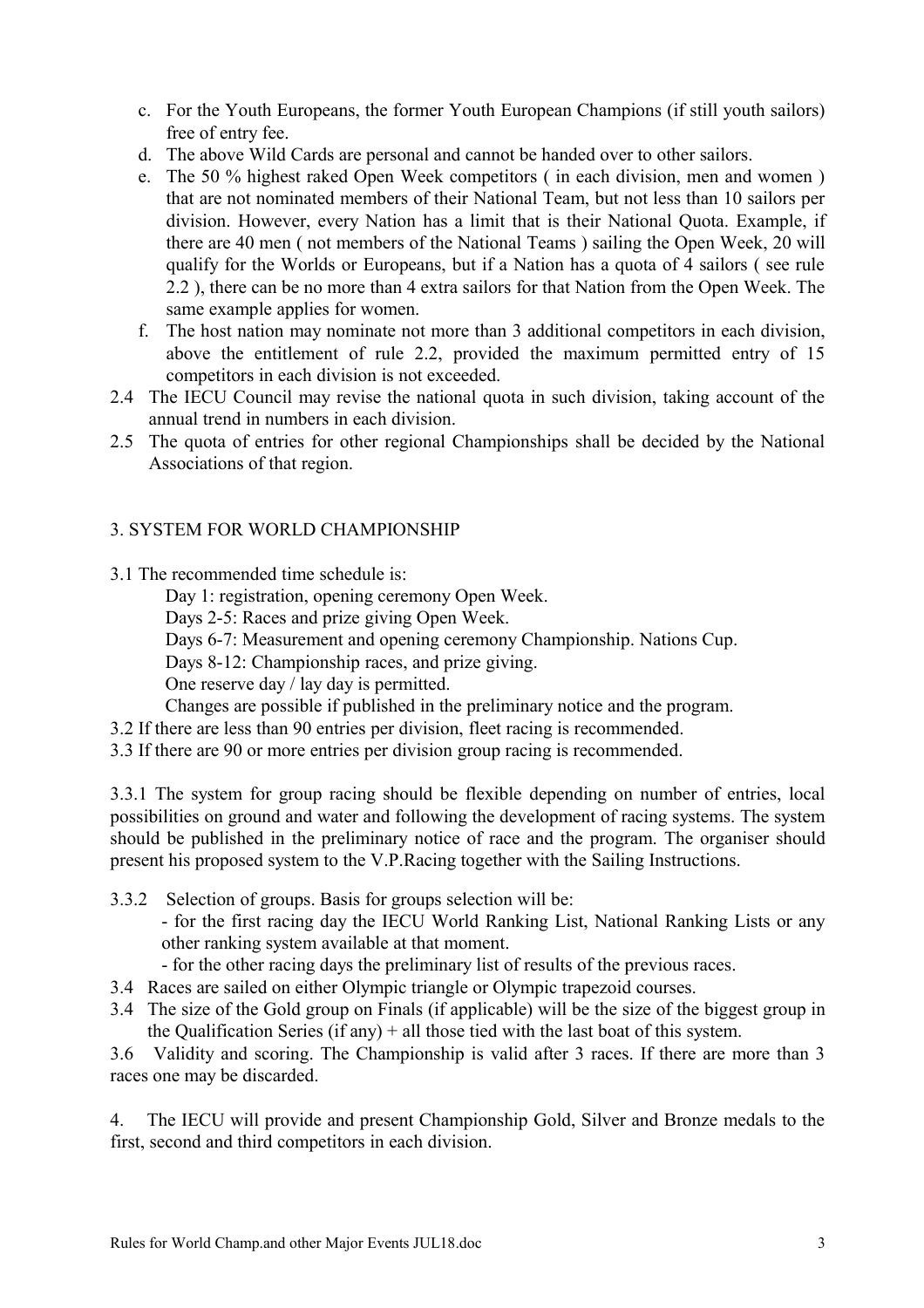c. For the Youth Europeans, the former Youth European Champions (if still youth sailors) free of entry fee.
d. The above Wild Cards are personal and cannot be handed over to other sailors.
e. The 50 % highest raked Open Week competitors ( in each division, men and women ) that are not nominated members of their National Team, but not less than 10 sailors per division. However, every Nation has a limit that is their National Quota. Example, if there are 40 men ( not members of the National Teams ) sailing the Open Week, 20 will qualify for the Worlds or Europeans, but if a Nation has a quota of 4 sailors ( see rule 2.2 ), there can be no more than 4 extra sailors for that Nation from the Open Week. The same example applies for women.
f. The host nation may nominate not more than 3 additional competitors in each division, above the entitlement of rule 2.2, provided the maximum permitted entry of 15 competitors in each division is not exceeded.

2.4 The IECU Council may revise the national quota in such division, taking account of the annual trend in numbers in each division.

2.5 The quota of entries for other regional Championships shall be decided by the National Associations of that region.

## 3. SYSTEM FOR WORLD CHAMPIONSHIP

3.1 The recommended time schedule is:

Day 1: registration, opening ceremony Open Week.
Days 2-5: Races and prize giving Open Week.
Days 6-7: Measurement and opening ceremony Championship. Nations Cup.
Days 8-12: Championship races, and prize giving.
One reserve day / lay day is permitted.
Changes are possible if published in the preliminary notice and the program.

3.2 If there are less than 90 entries per division, fleet racing is recommended.

3.3 If there are 90 or more entries per division group racing is recommended.

3.3.1 The system for group racing should be flexible depending on number of entries, local possibilities on ground and water and following the development of racing systems. The system should be published in the preliminary notice of race and the program. The organiser should present his proposed system to the V.P.Racing together with the Sailing Instructions.

3.3.2 Selection of groups. Basis for groups selection will be:

- for the first racing day the IECU World Ranking List, National Ranking Lists or any other ranking system available at that moment.
- for the other racing days the preliminary list of results of the previous races.

3.4 Races are sailed on either Olympic triangle or Olympic trapezoid courses.

3.4 The size of the Gold group on Finals (if applicable) will be the size of the biggest group in the Qualification Series (if any) + all those tied with the last boat of this system.

3.6 Validity and scoring. The Championship is valid after 3 races. If there are more than 3 races one may be discarded.

4. The IECU will provide and present Championship Gold, Silver and Bronze medals to the first, second and third competitors in each division.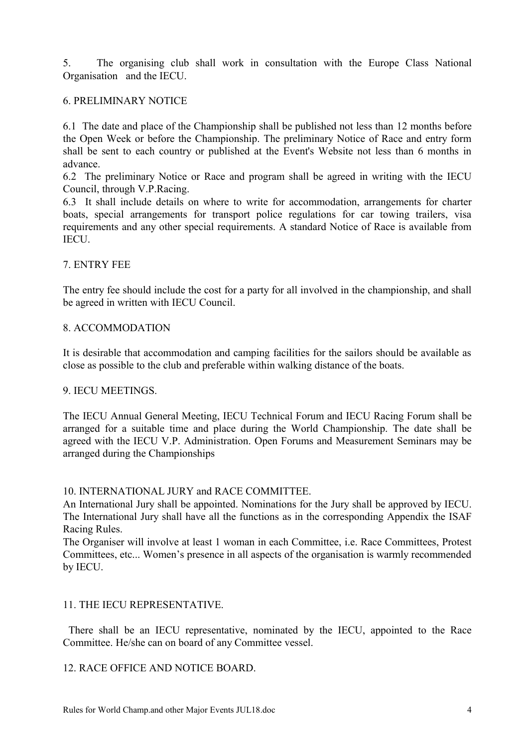5. The organising club shall work in consultation with the Europe Class National Organisation and the IECU.

## 6. PRELIMINARY NOTICE

6.1 The date and place of the Championship shall be published not less than 12 months before the Open Week or before the Championship. The preliminary Notice of Race and entry form shall be sent to each country or published at the Event's Website not less than 6 months in advance.

6.2 The preliminary Notice or Race and program shall be agreed in writing with the IECU Council, through V.P.Racing.

6.3 It shall include details on where to write for accommodation, arrangements for charter boats, special arrangements for transport police regulations for car towing trailers, visa requirements and any other special requirements. A standard Notice of Race is available from IECU.

## 7. ENTRY FEE

The entry fee should include the cost for a party for all involved in the championship, and shall be agreed in written with IECU Council.

## 8. ACCOMMODATION

It is desirable that accommodation and camping facilities for the sailors should be available as close as possible to the club and preferable within walking distance of the boats.

## 9. IECU MEETINGS.

The IECU Annual General Meeting, IECU Technical Forum and IECU Racing Forum shall be arranged for a suitable time and place during the World Championship. The date shall be agreed with the IECU V.P. Administration. Open Forums and Measurement Seminars may be arranged during the Championships

## 10. INTERNATIONAL JURY and RACE COMMITTEE.

An International Jury shall be appointed. Nominations for the Jury shall be approved by IECU. The International Jury shall have all the functions as in the corresponding Appendix the ISAF Racing Rules.

The Organiser will involve at least 1 woman in each Committee, i.e. Race Committees, Protest Committees, etc... Women's presence in all aspects of the organisation is warmly recommended by IECU.

## 11. THE IECU REPRESENTATIVE.

There shall be an IECU representative, nominated by the IECU, appointed to the Race Committee. He/she can on board of any Committee vessel.

## 12. RACE OFFICE AND NOTICE BOARD.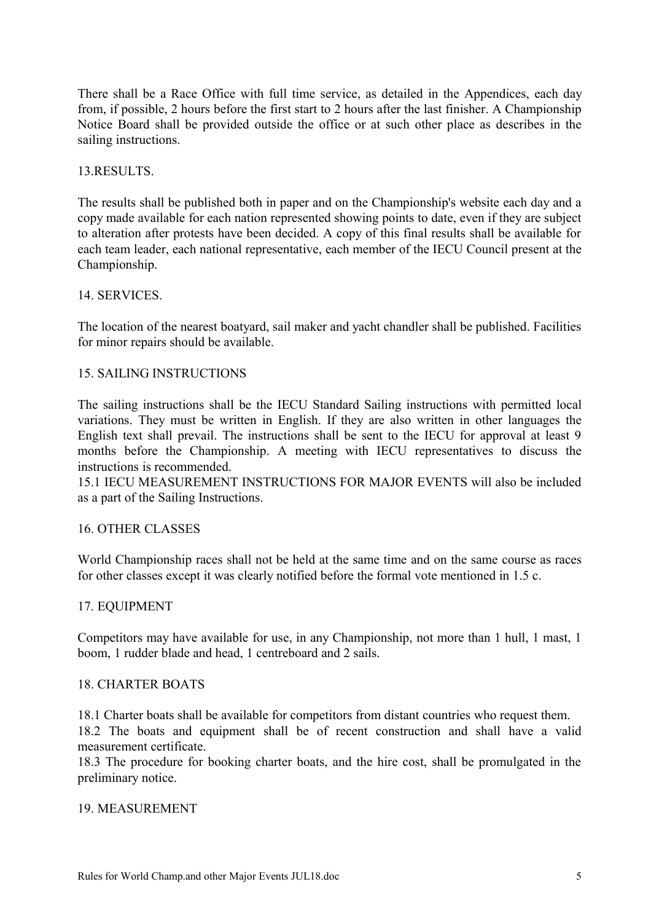There shall be a Race Office with full time service, as detailed in the Appendices, each day from, if possible, 2 hours before the first start to 2 hours after the last finisher. A Championship Notice Board shall be provided outside the office or at such other place as describes in the sailing instructions.

## 13.RESULTS.

The results shall be published both in paper and on the Championship's website each day and a copy made available for each nation represented showing points to date, even if they are subject to alteration after protests have been decided. A copy of this final results shall be available for each team leader, each national representative, each member of the IECU Council present at the Championship.

## 14. SERVICES.

The location of the nearest boatyard, sail maker and yacht chandler shall be published. Facilities for minor repairs should be available.

## 15. SAILING INSTRUCTIONS

The sailing instructions shall be the IECU Standard Sailing instructions with permitted local variations. They must be written in English. If they are also written in other languages the English text shall prevail. The instructions shall be sent to the IECU for approval at least 9 months before the Championship. A meeting with IECU representatives to discuss the instructions is recommended.
15.1 IECU MEASUREMENT INSTRUCTIONS FOR MAJOR EVENTS will also be included as a part of the Sailing Instructions.

## 16. OTHER CLASSES

World Championship races shall not be held at the same time and on the same course as races for other classes except it was clearly notified before the formal vote mentioned in 1.5 c.

## 17. EQUIPMENT

Competitors may have available for use, in any Championship, not more than 1 hull, 1 mast, 1 boom, 1 rudder blade and head, 1 centreboard and 2 sails.

## 18. CHARTER BOATS

18.1 Charter boats shall be available for competitors from distant countries who request them.
18.2 The boats and equipment shall be of recent construction and shall have a valid measurement certificate.
18.3 The procedure for booking charter boats, and the hire cost, shall be promulgated in the preliminary notice.

## 19. MEASUREMENT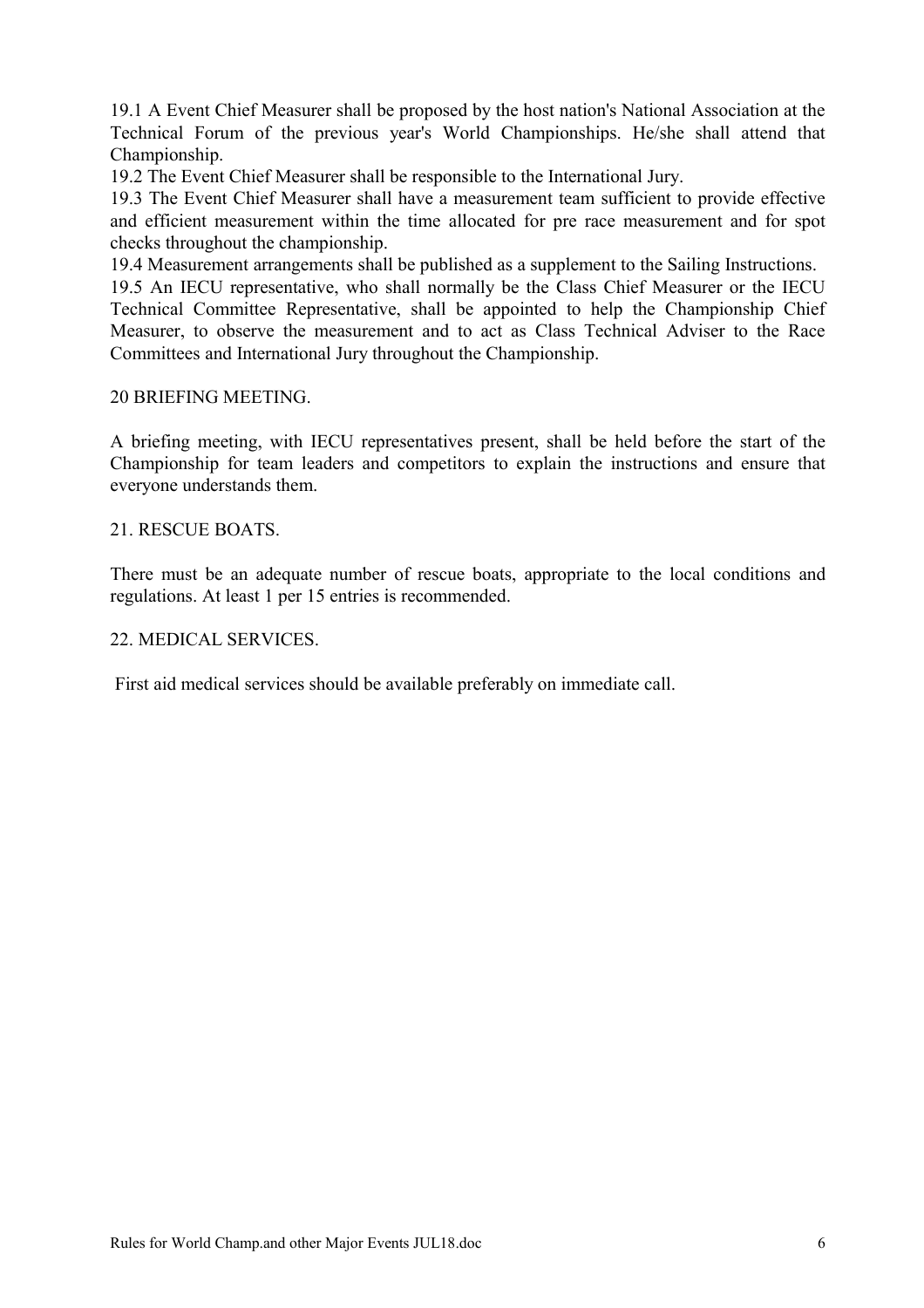19.1 A Event Chief Measurer shall be proposed by the host nation's National Association at the Technical Forum of the previous year's World Championships. He/she shall attend that Championship.

19.2 The Event Chief Measurer shall be responsible to the International Jury.

19.3 The Event Chief Measurer shall have a measurement team sufficient to provide effective and efficient measurement within the time allocated for pre race measurement and for spot checks throughout the championship.

19.4 Measurement arrangements shall be published as a supplement to the Sailing Instructions.

19.5 An IECU representative, who shall normally be the Class Chief Measurer or the IECU Technical Committee Representative, shall be appointed to help the Championship Chief Measurer, to observe the measurement and to act as Class Technical Adviser to the Race Committees and International Jury throughout the Championship.

## 20 BRIEFING MEETING.

A briefing meeting, with IECU representatives present, shall be held before the start of the Championship for team leaders and competitors to explain the instructions and ensure that everyone understands them.

## 21. RESCUE BOATS.

There must be an adequate number of rescue boats, appropriate to the local conditions and regulations. At least 1 per 15 entries is recommended.

## 22. MEDICAL SERVICES.

First aid medical services should be available preferably on immediate call.